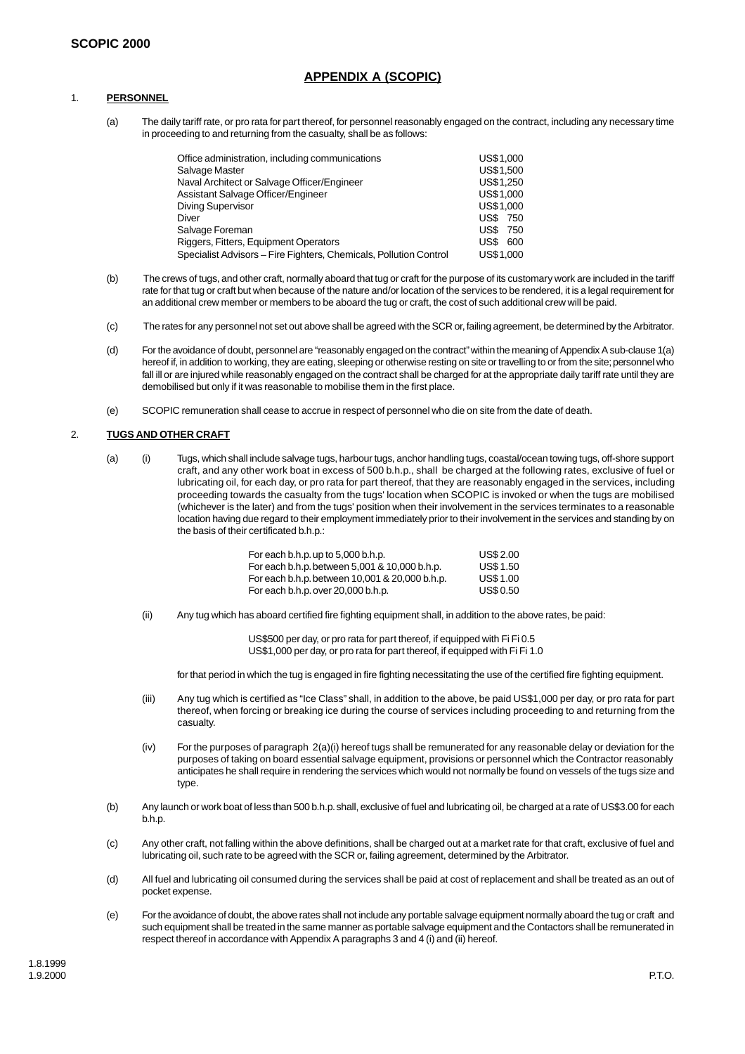# SCOPIC 2000

## APPENDIX A (SCOPIC)

1. **PERSONNEL**

(a) The daily tariff rate, or pro rata for part thereof, for personnel reasonably engaged on the contract, including any necessary time in proceeding to and returning from the casualty, shall be as follows:

| | |
|---|---|
| Office administration, including communications | US$1,000 |
| Salvage Master | US$1,500 |
| Naval Architect or Salvage Officer/Engineer | US$1,250 |
| Assistant Salvage Officer/Engineer | US$1,000 |
| Diving Supervisor | US$1,000 |
| Diver | US$ 750 |
| Salvage Foreman | US$ 750 |
| Riggers, Fitters, Equipment Operators | US$ 600 |
| Specialist Advisors – Fire Fighters, Chemicals, Pollution Control | US$1,000 |

(b) The crews of tugs, and other craft, normally aboard that tug or craft for the purpose of its customary work are included in the tariff rate for that tug or craft but when because of the nature and/or location of the services to be rendered, it is a legal requirement for an additional crew member or members to be aboard the tug or craft, the cost of such additional crew will be paid.

(c) The rates for any personnel not set out above shall be agreed with the SCR or, failing agreement, be determined by the Arbitrator.

(d) For the avoidance of doubt, personnel are "reasonably engaged on the contract" within the meaning of Appendix A sub-clause 1(a) hereof if, in addition to working, they are eating, sleeping or otherwise resting on site or travelling to or from the site; personnel who fall ill or are injured while reasonably engaged on the contract shall be charged for at the appropriate daily tariff rate until they are demobilised but only if it was reasonable to mobilise them in the first place.

(e) SCOPIC remuneration shall cease to accrue in respect of personnel who die on site from the date of death.

2. **TUGS AND OTHER CRAFT**

(a) (i) Tugs, which shall include salvage tugs, harbour tugs, anchor handling tugs, coastal/ocean towing tugs, off-shore support craft, and any other work boat in excess of 500 b.h.p., shall be charged at the following rates, exclusive of fuel or lubricating oil, for each day, or pro rata for part thereof, that they are reasonably engaged in the services, including proceeding towards the casualty from the tugs' location when SCOPIC is invoked or when the tugs are mobilised (whichever is the later) and from the tugs' position when their involvement in the services terminates to a reasonable location having due regard to their employment immediately prior to their involvement in the services and standing by on the basis of their certificated b.h.p.:

| | |
|---|---|
| For each b.h.p. up to 5,000 b.h.p. | US$ 2.00 |
| For each b.h.p. between 5,001 & 10,000 b.h.p. | US$ 1.50 |
| For each b.h.p. between 10,001 & 20,000 b.h.p. | US$ 1.00 |
| For each b.h.p. over 20,000 b.h.p. | US$ 0.50 |

(ii) Any tug which has aboard certified fire fighting equipment shall, in addition to the above rates, be paid:

US$500 per day, or pro rata for part thereof, if equipped with Fi Fi 0.5
US$1,000 per day, or pro rata for part thereof, if equipped with Fi Fi 1.0

for that period in which the tug is engaged in fire fighting necessitating the use of the certified fire fighting equipment.

(iii) Any tug which is certified as "Ice Class" shall, in addition to the above, be paid US$1,000 per day, or pro rata for part thereof, when forcing or breaking ice during the course of services including proceeding to and returning from the casualty.

(iv) For the purposes of paragraph 2(a)(i) hereof tugs shall be remunerated for any reasonable delay or deviation for the purposes of taking on board essential salvage equipment, provisions or personnel which the Contractor reasonably anticipates he shall require in rendering the services which would not normally be found on vessels of the tugs size and type.

(b) Any launch or work boat of less than 500 b.h.p. shall, exclusive of fuel and lubricating oil, be charged at a rate of US$3.00 for each b.h.p.

(c) Any other craft, not falling within the above definitions, shall be charged out at a market rate for that craft, exclusive of fuel and lubricating oil, such rate to be agreed with the SCR or, failing agreement, determined by the Arbitrator.

(d) All fuel and lubricating oil consumed during the services shall be paid at cost of replacement and shall be treated as an out of pocket expense.

(e) For the avoidance of doubt, the above rates shall not include any portable salvage equipment normally aboard the tug or craft and such equipment shall be treated in the same manner as portable salvage equipment and the Contactors shall be remunerated in respect thereof in accordance with Appendix A paragraphs 3 and 4 (i) and (ii) hereof.

1.8.1999
1.9.2000

P.T.O.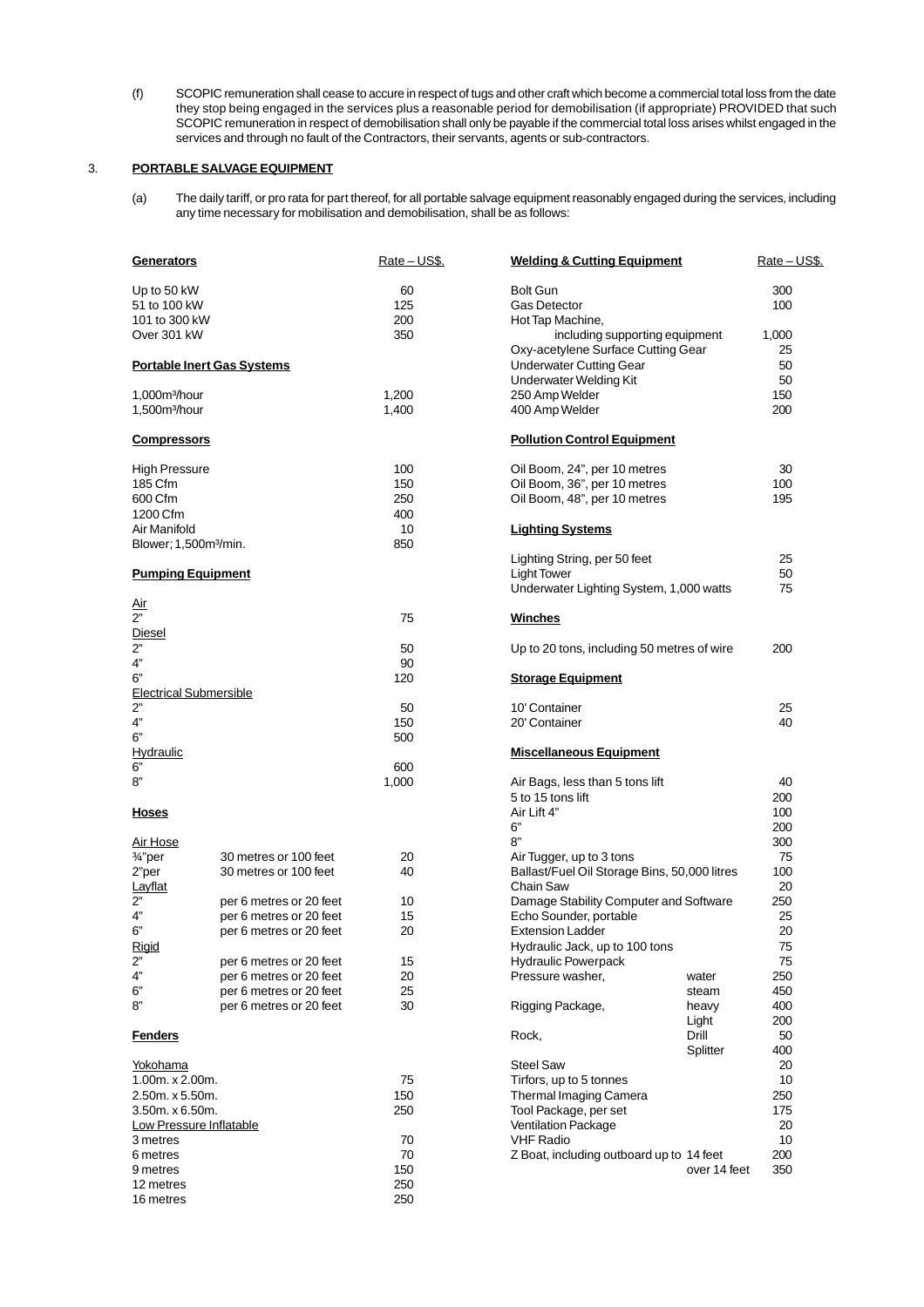(f) SCOPIC remuneration shall cease to accure in respect of tugs and other craft which become a commercial total loss from the date they stop being engaged in the services plus a reasonable period for demobilisation (if appropriate) PROVIDED that such SCOPIC remuneration in respect of demobilisation shall only be payable if the commercial total loss arises whilst engaged in the services and through no fault of the Contractors, their servants, agents or sub-contractors.

3. **PORTABLE SALVAGE EQUIPMENT**

(a) The daily tariff, or pro rata for part thereof, for all portable salvage equipment reasonably engaged during the services, including any time necessary for mobilisation and demobilisation, shall be as follows:

| **Generators** | | Rate – US$. |
|---|---|---|
| Up to 50 kW | | 60 |
| 51 to 100 kW | | 125 |
| 101 to 300 kW | | 200 |
| Over 301 kW | | 350 |
| **Portable Inert Gas Systems** | | |
| 1,000m³/hour | | 1,200 |
| 1,500m³/hour | | 1,400 |
| **Compressors** | | |
| High Pressure | | 100 |
| 185 Cfm | | 150 |
| 600 Cfm | | 250 |
| 1200 Cfm | | 400 |
| Air Manifold | | 10 |
| Blower; 1,500m³/min. | | 850 |
| **Pumping Equipment** | | |
| Air | | |
| 2" | | 75 |
| Diesel | | |
| 2" | | 50 |
| 4" | | 90 |
| 6" | | 120 |
| Electrical Submersible | | |
| 2" | | 50 |
| 4" | | 150 |
| 6" | | 500 |
| Hydraulic | | |
| 6" | | 600 |
| 8" | | 1,000 |
| **Hoses** | | |
| Air Hose | | |
| ¾"per | 30 metres or 100 feet | 20 |
| 2"per | 30 metres or 100 feet | 40 |
| Layflat | | |
| 2" | per 6 metres or 20 feet | 10 |
| 4" | per 6 metres or 20 feet | 15 |
| 6" | per 6 metres or 20 feet | 20 |
| Rigid | | |
| 2" | per 6 metres or 20 feet | 15 |
| 4" | per 6 metres or 20 feet | 20 |
| 6" | per 6 metres or 20 feet | 25 |
| 8" | per 6 metres or 20 feet | 30 |
| **Fenders** | | |
| Yokohama | | |
| 1.00m. x 2.00m. | | 75 |
| 2.50m. x 5.50m. | | 150 |
| 3.50m. x 6.50m. | | 250 |
| Low Pressure Inflatable | | |
| 3 metres | | 70 |
| 6 metres | | 70 |
| 9 metres | | 150 |
| 12 metres | | 250 |
| 16 metres | | 250 |

| **Welding & Cutting Equipment** | | Rate – US$. |
|---|---|---|
| Bolt Gun | | 300 |
| Gas Detector | | 100 |
| Hot Tap Machine, including supporting equipment | | 1,000 |
| Oxy-acetylene Surface Cutting Gear | | 25 |
| Underwater Cutting Gear | | 50 |
| Underwater Welding Kit | | 50 |
| 250 Amp Welder | | 150 |
| 400 Amp Welder | | 200 |
| **Pollution Control Equipment** | | |
| Oil Boom, 24", per 10 metres | | 30 |
| Oil Boom, 36", per 10 metres | | 100 |
| Oil Boom, 48", per 10 metres | | 195 |
| **Lighting Systems** | | |
| Lighting String, per 50 feet | | 25 |
| Light Tower | | 50 |
| Underwater Lighting System, 1,000 watts | | 75 |
| **Winches** | | |
| Up to 20 tons, including 50 metres of wire | | 200 |
| **Storage Equipment** | | |
| 10' Container | | 25 |
| 20' Container | | 40 |
| **Miscellaneous Equipment** | | |
| Air Bags, less than 5 tons lift | | 40 |
| 5 to 15 tons lift | | 200 |
| Air Lift 4" | | 100 |
| 6" | | 200 |
| 8" | | 300 |
| Air Tugger, up to 3 tons | | 75 |
| Ballast/Fuel Oil Storage Bins, 50,000 litres | | 100 |
| Chain Saw | | 20 |
| Damage Stability Computer and Software | | 250 |
| Echo Sounder, portable | | 25 |
| Extension Ladder | | 20 |
| Hydraulic Jack, up to 100 tons | | 75 |
| Hydraulic Powerpack | | 75 |
| Pressure washer, | water | 250 |
| | steam | 450 |
| Rigging Package, | heavy | 400 |
| | Light | 200 |
| Rock, | Drill | 50 |
| | Splitter | 400 |
| Steel Saw | | 20 |
| Tirfors, up to 5 tonnes | | 10 |
| Thermal Imaging Camera | | 250 |
| Tool Package, per set | | 175 |
| Ventilation Package | | 20 |
| VHF Radio | | 10 |
| Z Boat, including outboard up to 14 feet | | 200 |
| | over 14 feet | 350 |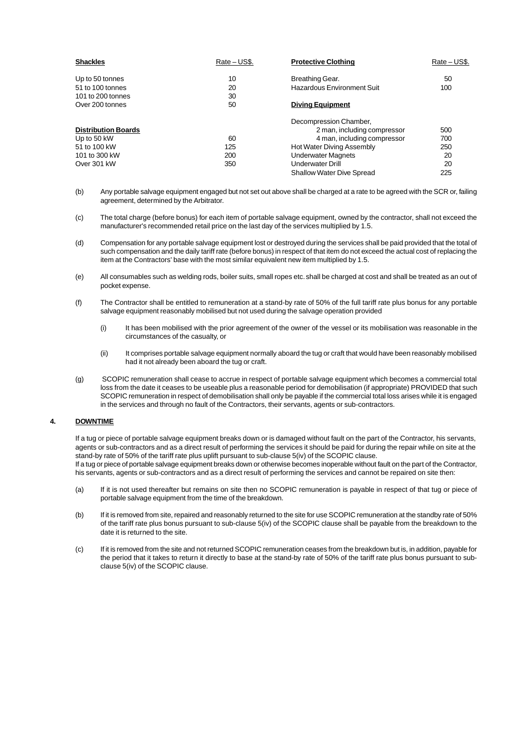| Shackles | Rate – US$. |
|---|---|
| Up to 50 tonnes | 10 |
| 51 to 100 tonnes | 20 |
| 101 to 200 tonnes | 30 |
| Over 200 tonnes | 50 |

| Distribution Boards | |
|---|---|
| Up to 50 kW | 60 |
| 51 to 100 kW | 125 |
| 101 to 300 kW | 200 |
| Over 301 kW | 350 |

| Protective Clothing | Rate – US$. |
|---|---|
| Breathing Gear. | 50 |
| Hazardous Environment Suit | 100 |

| Diving Equipment | |
|---|---|
| Decompression Chamber, | |
| 2 man, including compressor | 500 |
| 4 man, including compressor | 700 |
| Hot Water Diving Assembly | 250 |
| Underwater Magnets | 20 |
| Underwater Drill | 20 |
| Shallow Water Dive Spread | 225 |

(b) Any portable salvage equipment engaged but not set out above shall be charged at a rate to be agreed with the SCR or, failing agreement, determined by the Arbitrator.

(c) The total charge (before bonus) for each item of portable salvage equipment, owned by the contractor, shall not exceed the manufacturer's recommended retail price on the last day of the services multiplied by 1.5.

(d) Compensation for any portable salvage equipment lost or destroyed during the services shall be paid provided that the total of such compensation and the daily tariff rate (before bonus) in respect of that item do not exceed the actual cost of replacing the item at the Contractors' base with the most similar equivalent new item multiplied by 1.5.

(e) All consumables such as welding rods, boiler suits, small ropes etc. shall be charged at cost and shall be treated as an out of pocket expense.

(f) The Contractor shall be entitled to remuneration at a stand-by rate of 50% of the full tariff rate plus bonus for any portable salvage equipment reasonably mobilised but not used during the salvage operation provided

(i) It has been mobilised with the prior agreement of the owner of the vessel or its mobilisation was reasonable in the circumstances of the casualty, or

(ii) It comprises portable salvage equipment normally aboard the tug or craft that would have been reasonably mobilised had it not already been aboard the tug or craft.

(g) SCOPIC remuneration shall cease to accrue in respect of portable salvage equipment which becomes a commercial total loss from the date it ceases to be useable plus a reasonable period for demobilisation (if appropriate) PROVIDED that such SCOPIC remuneration in respect of demobilisation shall only be payable if the commercial total loss arises while it is engaged in the services and through no fault of the Contractors, their servants, agents or sub-contractors.

## 4. DOWNTIME

If a tug or piece of portable salvage equipment breaks down or is damaged without fault on the part of the Contractor, his servants, agents or sub-contractors and as a direct result of performing the services it should be paid for during the repair while on site at the stand-by rate of 50% of the tariff rate plus uplift pursuant to sub-clause 5(iv) of the SCOPIC clause.
If a tug or piece of portable salvage equipment breaks down or otherwise becomes inoperable without fault on the part of the Contractor, his servants, agents or sub-contractors and as a direct result of performing the services and cannot be repaired on site then:

(a) If it is not used thereafter but remains on site then no SCOPIC remuneration is payable in respect of that tug or piece of portable salvage equipment from the time of the breakdown.

(b) If it is removed from site, repaired and reasonably returned to the site for use SCOPIC remuneration at the standby rate of 50% of the tariff rate plus bonus pursuant to sub-clause 5(iv) of the SCOPIC clause shall be payable from the breakdown to the date it is returned to the site.

(c) If it is removed from the site and not returned SCOPIC remuneration ceases from the breakdown but is, in addition, payable for the period that it takes to return it directly to base at the stand-by rate of 50% of the tariff rate plus bonus pursuant to sub-clause 5(iv) of the SCOPIC clause.